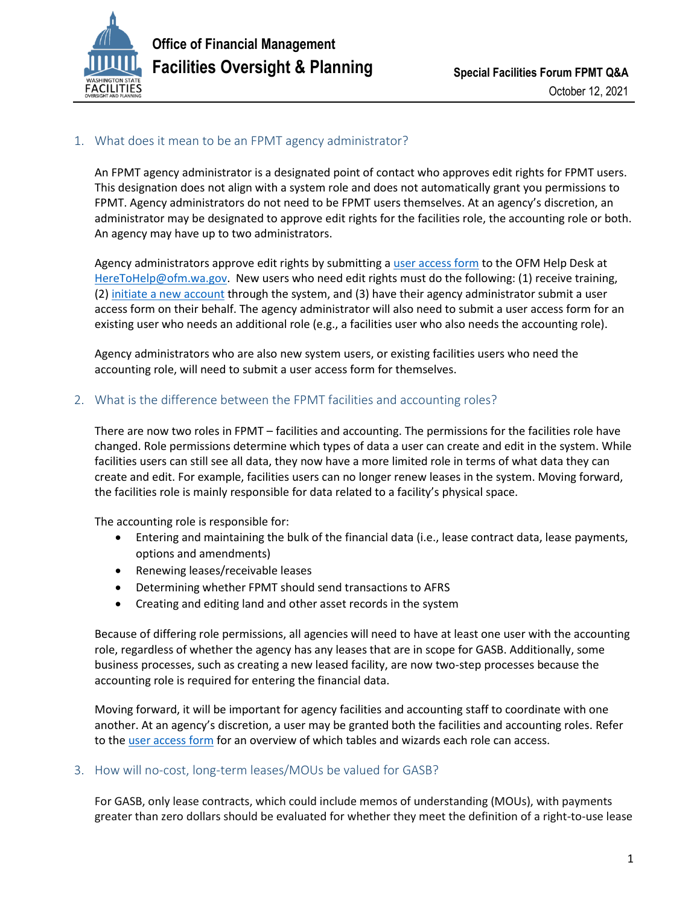# Office of Financial Management
# Facilities Oversight & Planning

**Special Facilities Forum FPMT Q&A**

October 12, 2021

## 1. What does it mean to be an FPMT agency administrator?

An FPMT agency administrator is a designated point of contact who approves edit rights for FPMT users. This designation does not align with a system role and does not automatically grant you permissions to FPMT. Agency administrators do not need to be FPMT users themselves. At an agency's discretion, an administrator may be designated to approve edit rights for the facilities role, the accounting role or both. An agency may have up to two administrators.

Agency administrators approve edit rights by submitting a user access form to the OFM Help Desk at HereToHelp@ofm.wa.gov. New users who need edit rights must do the following: (1) receive training, (2) initiate a new account through the system, and (3) have their agency administrator submit a user access form on their behalf. The agency administrator will also need to submit a user access form for an existing user who needs an additional role (e.g., a facilities user who also needs the accounting role).

Agency administrators who are also new system users, or existing facilities users who need the accounting role, will need to submit a user access form for themselves.

## 2. What is the difference between the FPMT facilities and accounting roles?

There are now two roles in FPMT – facilities and accounting. The permissions for the facilities role have changed. Role permissions determine which types of data a user can create and edit in the system. While facilities users can still see all data, they now have a more limited role in terms of what data they can create and edit. For example, facilities users can no longer renew leases in the system. Moving forward, the facilities role is mainly responsible for data related to a facility's physical space.

The accounting role is responsible for:

- Entering and maintaining the bulk of the financial data (i.e., lease contract data, lease payments, options and amendments)
- Renewing leases/receivable leases
- Determining whether FPMT should send transactions to AFRS
- Creating and editing land and other asset records in the system

Because of differing role permissions, all agencies will need to have at least one user with the accounting role, regardless of whether the agency has any leases that are in scope for GASB. Additionally, some business processes, such as creating a new leased facility, are now two-step processes because the accounting role is required for entering the financial data.

Moving forward, it will be important for agency facilities and accounting staff to coordinate with one another. At an agency's discretion, a user may be granted both the facilities and accounting roles. Refer to the user access form for an overview of which tables and wizards each role can access.

## 3. How will no-cost, long-term leases/MOUs be valued for GASB?

For GASB, only lease contracts, which could include memos of understanding (MOUs), with payments greater than zero dollars should be evaluated for whether they meet the definition of a right-to-use lease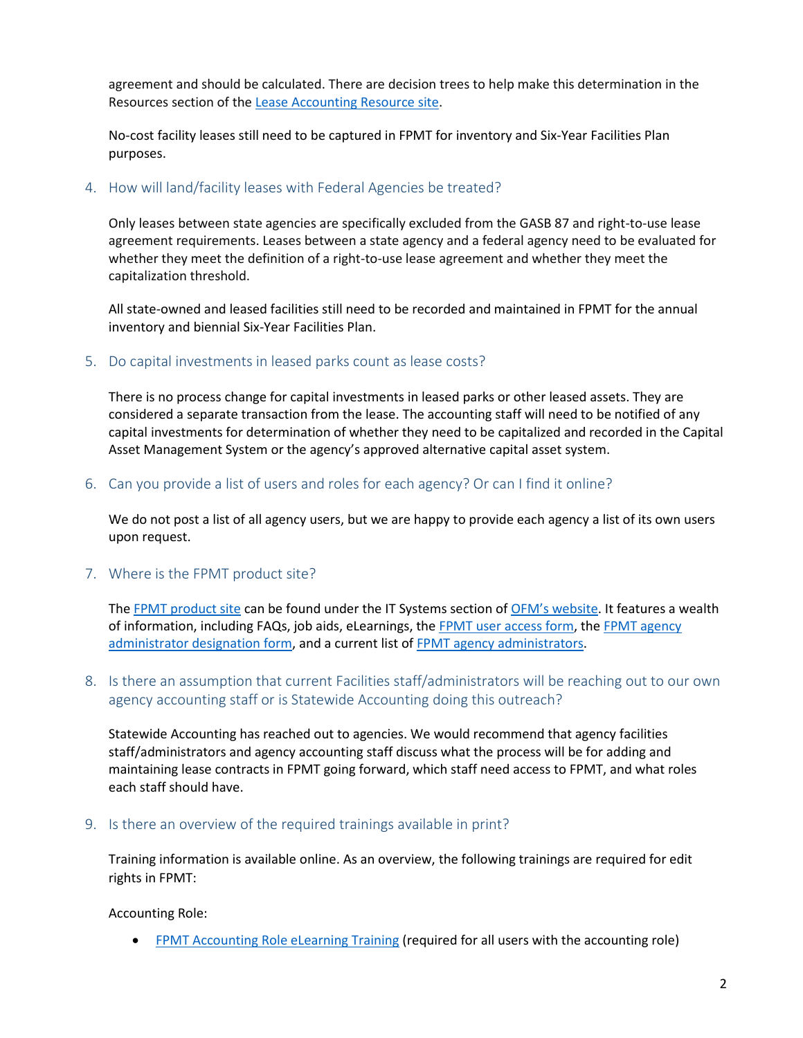agreement and should be calculated. There are decision trees to help make this determination in the Resources section of the [Lease Accounting Resource site](#).

No-cost facility leases still need to be captured in FPMT for inventory and Six-Year Facilities Plan purposes.

4. How will land/facility leases with Federal Agencies be treated?

   Only leases between state agencies are specifically excluded from the GASB 87 and right-to-use lease agreement requirements. Leases between a state agency and a federal agency need to be evaluated for whether they meet the definition of a right-to-use lease agreement and whether they meet the capitalization threshold.

   All state-owned and leased facilities still need to be recorded and maintained in FPMT for the annual inventory and biennial Six-Year Facilities Plan.

5. Do capital investments in leased parks count as lease costs?

   There is no process change for capital investments in leased parks or other leased assets. They are considered a separate transaction from the lease. The accounting staff will need to be notified of any capital investments for determination of whether they need to be capitalized and recorded in the Capital Asset Management System or the agency's approved alternative capital asset system.

6. Can you provide a list of users and roles for each agency? Or can I find it online?

   We do not post a list of all agency users, but we are happy to provide each agency a list of its own users upon request.

7. Where is the FPMT product site?

   The [FPMT product site](#) can be found under the IT Systems section of [OFM's website](#). It features a wealth of information, including FAQs, job aids, eLearnings, the [FPMT user access form](#), the [FPMT agency administrator designation form](#), and a current list of [FPMT agency administrators](#).

8. Is there an assumption that current Facilities staff/administrators will be reaching out to our own agency accounting staff or is Statewide Accounting doing this outreach?

   Statewide Accounting has reached out to agencies. We would recommend that agency facilities staff/administrators and agency accounting staff discuss what the process will be for adding and maintaining lease contracts in FPMT going forward, which staff need access to FPMT, and what roles each staff should have.

9. Is there an overview of the required trainings available in print?

   Training information is available online. As an overview, the following trainings are required for edit rights in FPMT:

   Accounting Role:

   - [FPMT Accounting Role eLearning Training](#) (required for all users with the accounting role)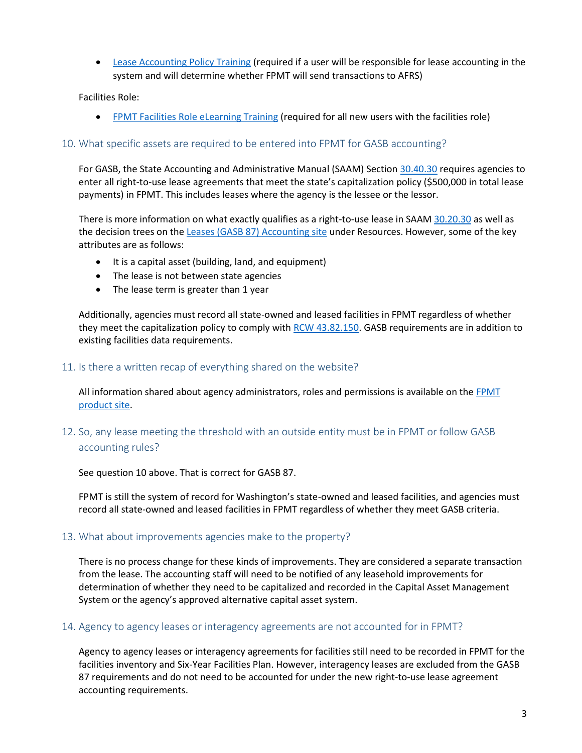- [Lease Accounting Policy Training](#) (required if a user will be responsible for lease accounting in the system and will determine whether FPMT will send transactions to AFRS)

Facilities Role:

- [FPMT Facilities Role eLearning Training](#) (required for all new users with the facilities role)

## 10. What specific assets are required to be entered into FPMT for GASB accounting?

For GASB, the State Accounting and Administrative Manual (SAAM) Section [30.40.30](#) requires agencies to enter all right-to-use lease agreements that meet the state's capitalization policy ($500,000 in total lease payments) in FPMT. This includes leases where the agency is the lessee or the lessor.

There is more information on what exactly qualifies as a right-to-use lease in SAAM [30.20.30](#) as well as the decision trees on the [Leases (GASB 87) Accounting site](#) under Resources. However, some of the key attributes are as follows:

- It is a capital asset (building, land, and equipment)
- The lease is not between state agencies
- The lease term is greater than 1 year

Additionally, agencies must record all state-owned and leased facilities in FPMT regardless of whether they meet the capitalization policy to comply with [RCW 43.82.150](#). GASB requirements are in addition to existing facilities data requirements.

## 11. Is there a written recap of everything shared on the website?

All information shared about agency administrators, roles and permissions is available on the [FPMT product site](#).

## 12. So, any lease meeting the threshold with an outside entity must be in FPMT or follow GASB accounting rules?

See question 10 above. That is correct for GASB 87.

FPMT is still the system of record for Washington's state-owned and leased facilities, and agencies must record all state-owned and leased facilities in FPMT regardless of whether they meet GASB criteria.

## 13. What about improvements agencies make to the property?

There is no process change for these kinds of improvements. They are considered a separate transaction from the lease. The accounting staff will need to be notified of any leasehold improvements for determination of whether they need to be capitalized and recorded in the Capital Asset Management System or the agency's approved alternative capital asset system.

## 14. Agency to agency leases or interagency agreements are not accounted for in FPMT?

Agency to agency leases or interagency agreements for facilities still need to be recorded in FPMT for the facilities inventory and Six-Year Facilities Plan. However, interagency leases are excluded from the GASB 87 requirements and do not need to be accounted for under the new right-to-use lease agreement accounting requirements.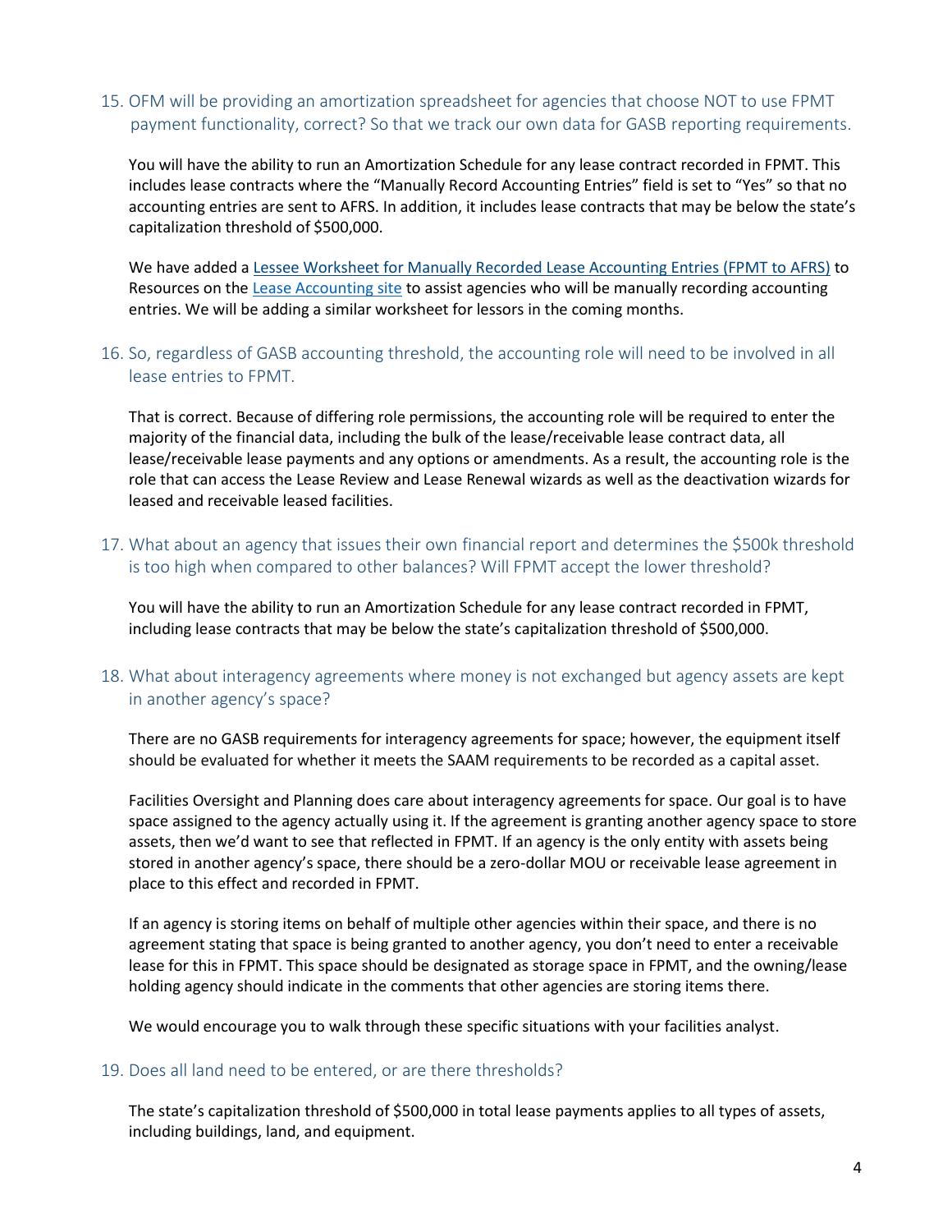### 15. OFM will be providing an amortization spreadsheet for agencies that choose NOT to use FPMT payment functionality, correct? So that we track our own data for GASB reporting requirements.

You will have the ability to run an Amortization Schedule for any lease contract recorded in FPMT. This includes lease contracts where the "Manually Record Accounting Entries" field is set to "Yes" so that no accounting entries are sent to AFRS. In addition, it includes lease contracts that may be below the state's capitalization threshold of $500,000.

We have added a Lessee Worksheet for Manually Recorded Lease Accounting Entries (FPMT to AFRS) to Resources on the Lease Accounting site to assist agencies who will be manually recording accounting entries. We will be adding a similar worksheet for lessors in the coming months.

### 16. So, regardless of GASB accounting threshold, the accounting role will need to be involved in all lease entries to FPMT.

That is correct. Because of differing role permissions, the accounting role will be required to enter the majority of the financial data, including the bulk of the lease/receivable lease contract data, all lease/receivable lease payments and any options or amendments. As a result, the accounting role is the role that can access the Lease Review and Lease Renewal wizards as well as the deactivation wizards for leased and receivable leased facilities.

### 17. What about an agency that issues their own financial report and determines the $500k threshold is too high when compared to other balances? Will FPMT accept the lower threshold?

You will have the ability to run an Amortization Schedule for any lease contract recorded in FPMT, including lease contracts that may be below the state's capitalization threshold of $500,000.

### 18. What about interagency agreements where money is not exchanged but agency assets are kept in another agency's space?

There are no GASB requirements for interagency agreements for space; however, the equipment itself should be evaluated for whether it meets the SAAM requirements to be recorded as a capital asset.

Facilities Oversight and Planning does care about interagency agreements for space. Our goal is to have space assigned to the agency actually using it. If the agreement is granting another agency space to store assets, then we'd want to see that reflected in FPMT. If an agency is the only entity with assets being stored in another agency's space, there should be a zero-dollar MOU or receivable lease agreement in place to this effect and recorded in FPMT.

If an agency is storing items on behalf of multiple other agencies within their space, and there is no agreement stating that space is being granted to another agency, you don't need to enter a receivable lease for this in FPMT. This space should be designated as storage space in FPMT, and the owning/lease holding agency should indicate in the comments that other agencies are storing items there.

We would encourage you to walk through these specific situations with your facilities analyst.

### 19. Does all land need to be entered, or are there thresholds?

The state's capitalization threshold of $500,000 in total lease payments applies to all types of assets, including buildings, land, and equipment.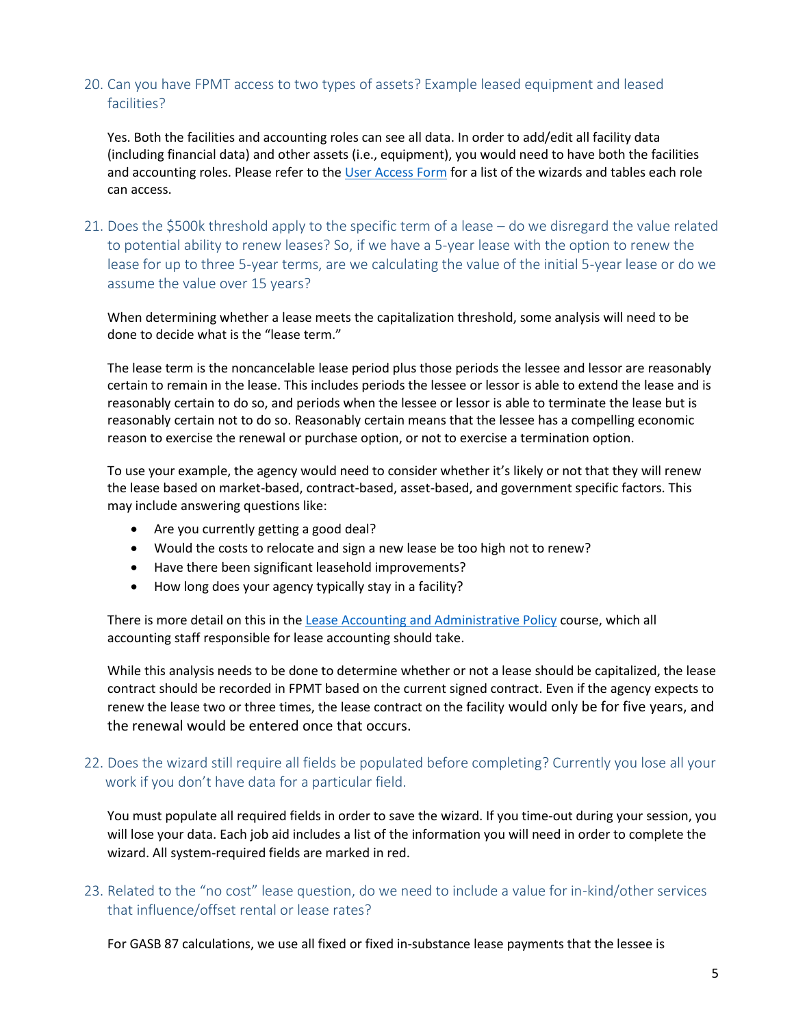20. Can you have FPMT access to two types of assets? Example leased equipment and leased facilities?

    Yes. Both the facilities and accounting roles can see all data. In order to add/edit all facility data (including financial data) and other assets (i.e., equipment), you would need to have both the facilities and accounting roles. Please refer to the [User Access Form]() for a list of the wizards and tables each role can access.

21. Does the $500k threshold apply to the specific term of a lease – do we disregard the value related to potential ability to renew leases? So, if we have a 5-year lease with the option to renew the lease for up to three 5-year terms, are we calculating the value of the initial 5-year lease or do we assume the value over 15 years?

    When determining whether a lease meets the capitalization threshold, some analysis will need to be done to decide what is the "lease term."

    The lease term is the noncancelable lease period plus those periods the lessee and lessor are reasonably certain to remain in the lease. This includes periods the lessee or lessor is able to extend the lease and is reasonably certain to do so, and periods when the lessee or lessor is able to terminate the lease but is reasonably certain not to do so. Reasonably certain means that the lessee has a compelling economic reason to exercise the renewal or purchase option, or not to exercise a termination option.

    To use your example, the agency would need to consider whether it's likely or not that they will renew the lease based on market-based, contract-based, asset-based, and government specific factors. This may include answering questions like:

    - Are you currently getting a good deal?
    - Would the costs to relocate and sign a new lease be too high not to renew?
    - Have there been significant leasehold improvements?
    - How long does your agency typically stay in a facility?

    There is more detail on this in the [Lease Accounting and Administrative Policy]() course, which all accounting staff responsible for lease accounting should take.

    While this analysis needs to be done to determine whether or not a lease should be capitalized, the lease contract should be recorded in FPMT based on the current signed contract. Even if the agency expects to renew the lease two or three times, the lease contract on the facility would only be for five years, and the renewal would be entered once that occurs.

22. Does the wizard still require all fields be populated before completing? Currently you lose all your work if you don't have data for a particular field.

    You must populate all required fields in order to save the wizard. If you time-out during your session, you will lose your data. Each job aid includes a list of the information you will need in order to complete the wizard. All system-required fields are marked in red.

23. Related to the "no cost" lease question, do we need to include a value for in-kind/other services that influence/offset rental or lease rates?

    For GASB 87 calculations, we use all fixed or fixed in-substance lease payments that the lessee is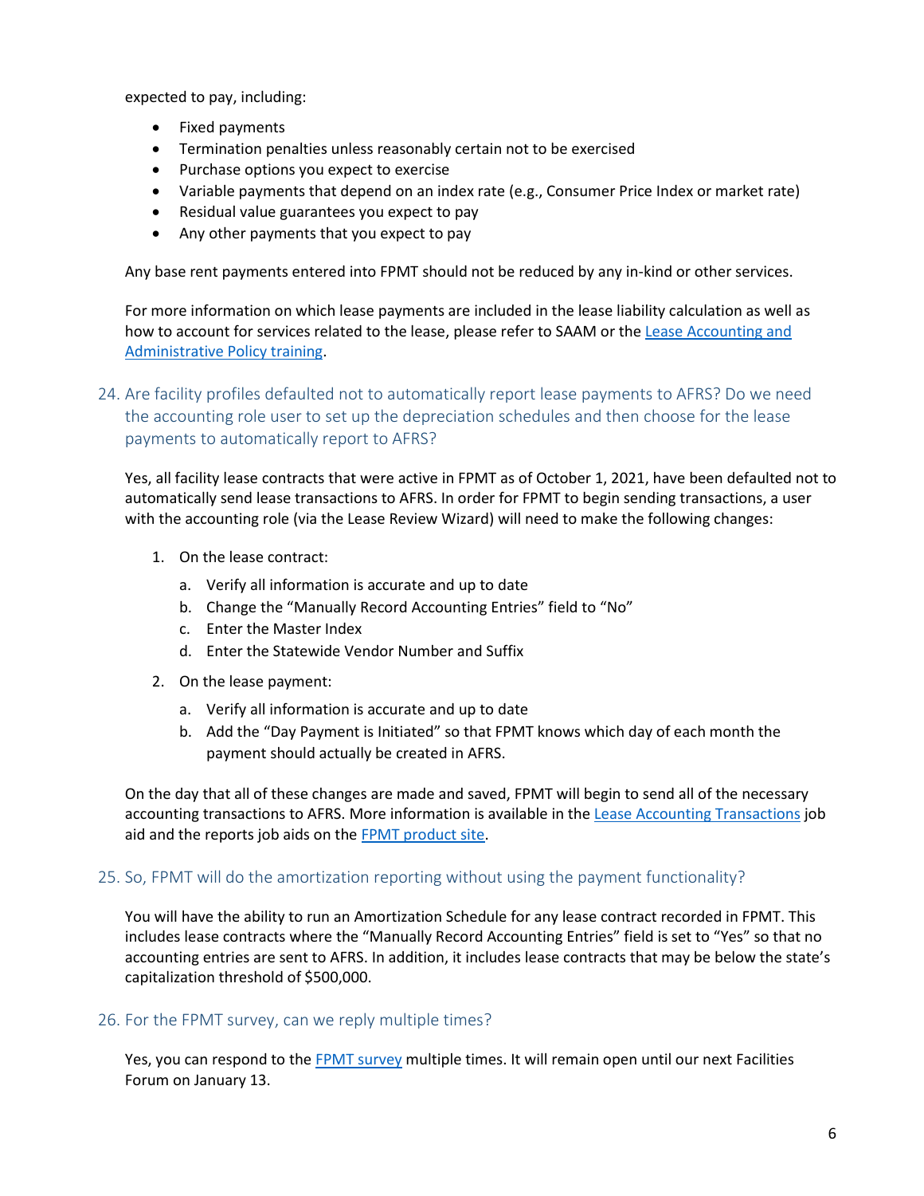expected to pay, including:

- Fixed payments
- Termination penalties unless reasonably certain not to be exercised
- Purchase options you expect to exercise
- Variable payments that depend on an index rate (e.g., Consumer Price Index or market rate)
- Residual value guarantees you expect to pay
- Any other payments that you expect to pay

Any base rent payments entered into FPMT should not be reduced by any in-kind or other services.

For more information on which lease payments are included in the lease liability calculation as well as how to account for services related to the lease, please refer to SAAM or the Lease Accounting and Administrative Policy training.

## 24. Are facility profiles defaulted not to automatically report lease payments to AFRS? Do we need the accounting role user to set up the depreciation schedules and then choose for the lease payments to automatically report to AFRS?

Yes, all facility lease contracts that were active in FPMT as of October 1, 2021, have been defaulted not to automatically send lease transactions to AFRS. In order for FPMT to begin sending transactions, a user with the accounting role (via the Lease Review Wizard) will need to make the following changes:

1. On the lease contract:
   a. Verify all information is accurate and up to date
   b. Change the "Manually Record Accounting Entries" field to "No"
   c. Enter the Master Index
   d. Enter the Statewide Vendor Number and Suffix
2. On the lease payment:
   a. Verify all information is accurate and up to date
   b. Add the "Day Payment is Initiated" so that FPMT knows which day of each month the payment should actually be created in AFRS.

On the day that all of these changes are made and saved, FPMT will begin to send all of the necessary accounting transactions to AFRS. More information is available in the Lease Accounting Transactions job aid and the reports job aids on the FPMT product site.

## 25. So, FPMT will do the amortization reporting without using the payment functionality?

You will have the ability to run an Amortization Schedule for any lease contract recorded in FPMT. This includes lease contracts where the "Manually Record Accounting Entries" field is set to "Yes" so that no accounting entries are sent to AFRS. In addition, it includes lease contracts that may be below the state's capitalization threshold of $500,000.

## 26. For the FPMT survey, can we reply multiple times?

Yes, you can respond to the FPMT survey multiple times. It will remain open until our next Facilities Forum on January 13.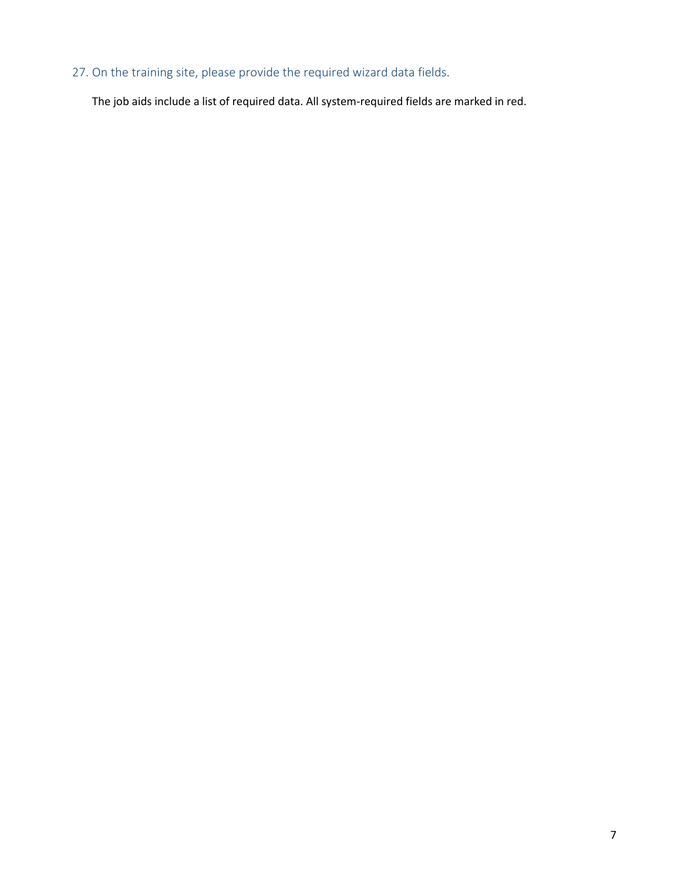## 27. On the training site, please provide the required wizard data fields.

The job aids include a list of required data. All system-required fields are marked in red.